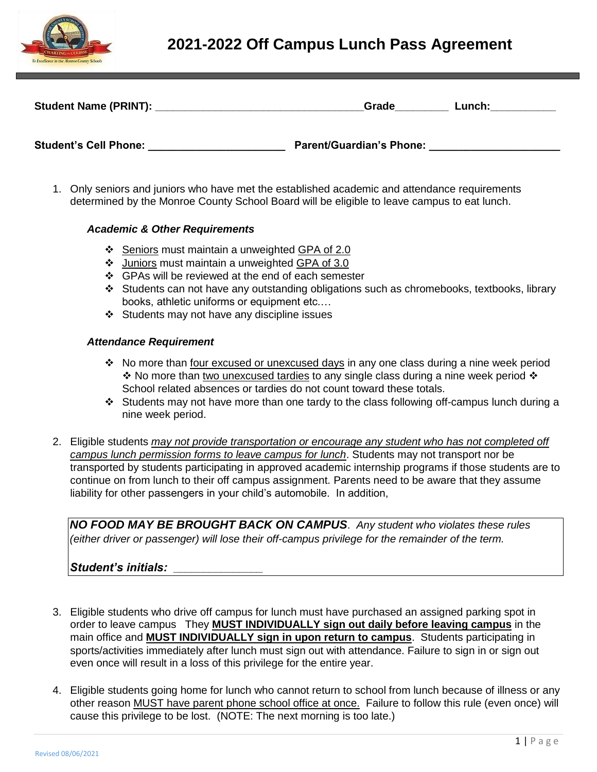# 2021-2022 Off Campus Lunch Pass Agreement

**Student Name (PRINT):** ___________________________________**Grade**_________ **Lunch:**___________

**Student's Cell Phone:** ______________________ **Parent/Guardian's Phone:** ______________________

1. Only seniors and juniors who have met the established academic and attendance requirements determined by the Monroe County School Board will be eligible to leave campus to eat lunch.

   ***Academic & Other Requirements***

   - Seniors must maintain a unweighted GPA of 2.0
   - Juniors must maintain a unweighted GPA of 3.0
   - GPAs will be reviewed at the end of each semester
   - Students can not have any outstanding obligations such as chromebooks, textbooks, library books, athletic uniforms or equipment etc.…
   - Students may not have any discipline issues

   ***Attendance Requirement***

   - No more than four excused or unexcused days in any one class during a nine week period ❖ No more than two unexcused tardies to any single class during a nine week period ❖ School related absences or tardies do not count toward these totals.
   - Students may not have more than one tardy to the class following off-campus lunch during a nine week period.

2. Eligible students *may not provide transportation or encourage any student who has not completed off campus lunch permission forms to leave campus for lunch*. Students may not transport nor be transported by students participating in approved academic internship programs if those students are to continue on from lunch to their off campus assignment. Parents need to be aware that they assume liability for other passengers in your child's automobile. In addition,

   ***NO FOOD MAY BE BROUGHT BACK ON CAMPUS***. *Any student who violates these rules (either driver or passenger) will lose their off-campus privilege for the remainder of the term.*

   ***Student's initials:*** ______________

3. Eligible students who drive off campus for lunch must have purchased an assigned parking spot in order to leave campus They **MUST INDIVIDUALLY sign out daily before leaving campus** in the main office and **MUST INDIVIDUALLY sign in upon return to campus**. Students participating in sports/activities immediately after lunch must sign out with attendance. Failure to sign in or sign out even once will result in a loss of this privilege for the entire year.

4. Eligible students going home for lunch who cannot return to school from lunch because of illness or any other reason MUST have parent phone school office at once. Failure to follow this rule (even once) will cause this privilege to be lost. (NOTE: The next morning is too late.)

Revised 08/06/2021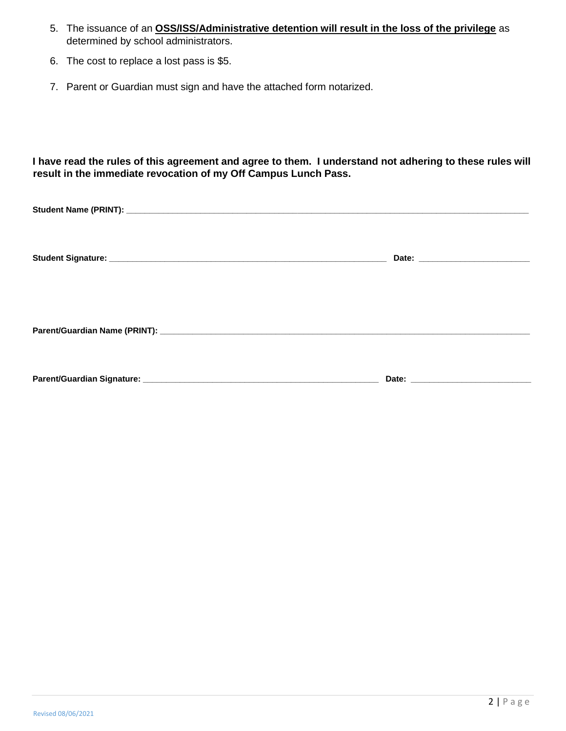5. The issuance of an **<u>OSS/ISS/Administrative detention will result in the loss of the privilege</u>** as determined by school administrators.
6. The cost to replace a lost pass is $5.
7. Parent or Guardian must sign and have the attached form notarized.

**I have read the rules of this agreement and agree to them. I understand not adhering to these rules will result in the immediate revocation of my Off Campus Lunch Pass.**

**Student Name (PRINT):** ______________________________________________________________________________

**Student Signature:** ____________________________________________________ **Date:** ____________________

**Parent/Guardian Name (PRINT):** _______________________________________________________________________

**Parent/Guardian Signature:** ____________________________________________ **Date:** ______________________

Revised 08/06/2021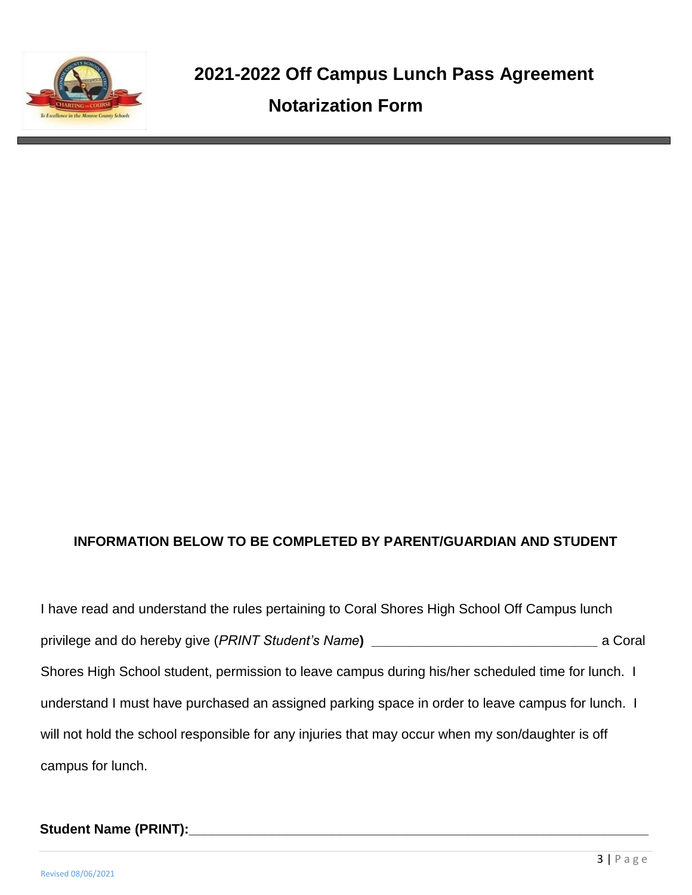# 2021-2022 Off Campus Lunch Pass Agreement

## Notarization Form

**INFORMATION BELOW TO BE COMPLETED BY PARENT/GUARDIAN AND STUDENT**

I have read and understand the rules pertaining to Coral Shores High School Off Campus lunch privilege and do hereby give (*PRINT Student's Name*) ______________________________ a Coral Shores High School student, permission to leave campus during his/her scheduled time for lunch. I understand I must have purchased an assigned parking space in order to leave campus for lunch. I will not hold the school responsible for any injuries that may occur when my son/daughter is off campus for lunch.

**Student Name (PRINT):**______________________________________________________

Revised 08/06/2021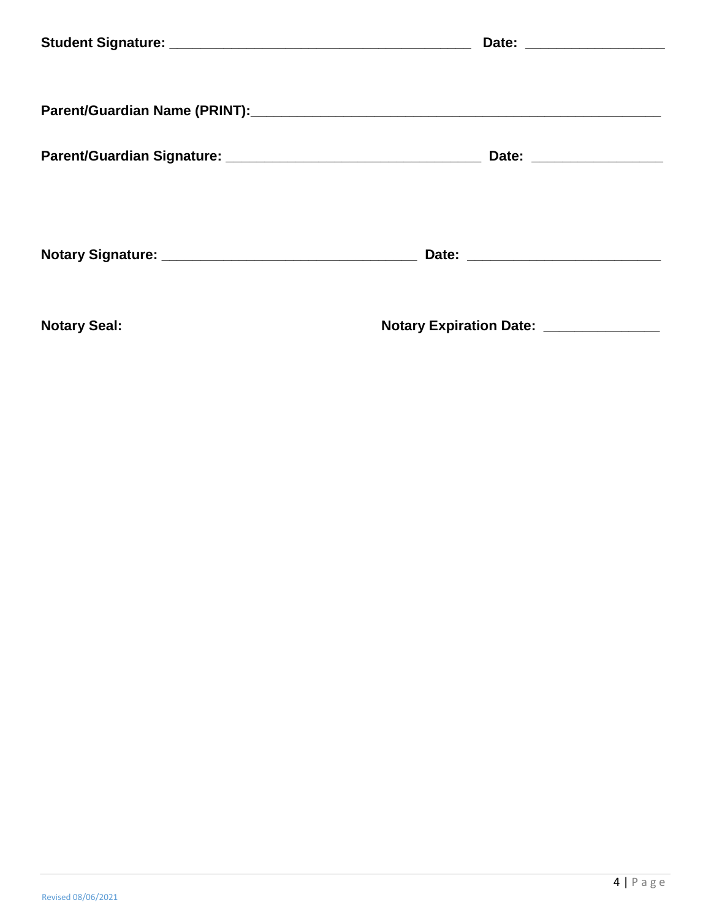**Student Signature:** ________________________________________ **Date:** ___________________

**Parent/Guardian Name (PRINT):**_______________________________________________________

**Parent/Guardian Signature:** __________________________________ **Date:** _________________

**Notary Signature:** __________________________________ **Date:** __________________________

**Notary Seal:** **Notary Expiration Date:** _______________

Revised 08/06/2021